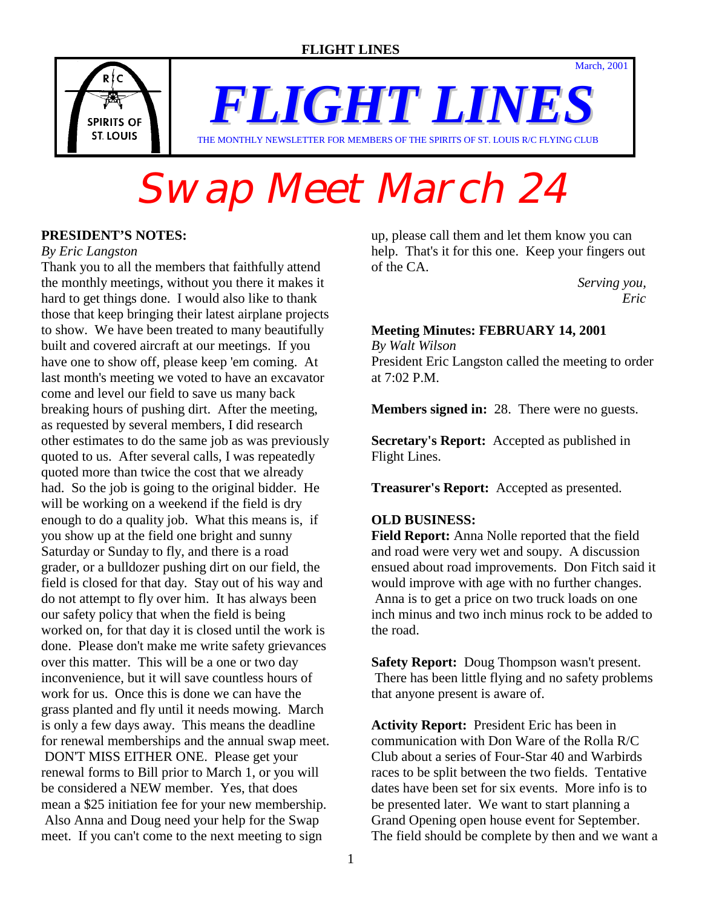# FLIGHT LINES

March, 2001

THE MONTHLY NEWSLETTER FOR MEMBERS OF THE SPIRITS OF ST. LOUIS R/C FLYING CLUB

# Swap Meet March 24

## PRESIDENT'S NOTES:

*By Eric Langston*

Thank you to all the members that faithfully attend the monthly meetings, without you there it makes it hard to get things done. I would also like to thank those that keep bringing their latest airplane projects to show. We have been treated to many beautifully built and covered aircraft at our meetings. If you have one to show off, please keep 'em coming. At last month's meeting we voted to have an excavator come and level our field to save us many back breaking hours of pushing dirt. After the meeting, as requested by several members, I did research other estimates to do the same job as was previously quoted to us. After several calls, I was repeatedly quoted more than twice the cost that we already had. So the job is going to the original bidder. He will be working on a weekend if the field is dry enough to do a quality job. What this means is, if you show up at the field one bright and sunny Saturday or Sunday to fly, and there is a road grader, or a bulldozer pushing dirt on our field, the field is closed for that day. Stay out of his way and do not attempt to fly over him. It has always been our safety policy that when the field is being worked on, for that day it is closed until the work is done. Please don't make me write safety grievances over this matter. This will be a one or two day inconvenience, but it will save countless hours of work for us. Once this is done we can have the grass planted and fly until it needs mowing. March is only a few days away. This means the deadline for renewal memberships and the annual swap meet. DON'T MISS EITHER ONE. Please get your renewal forms to Bill prior to March 1, or you will be considered a NEW member. Yes, that does mean a $25 initiation fee for your new membership. Also Anna and Doug need your help for the Swap meet. If you can't come to the next meeting to sign up, please call them and let them know you can help. That's it for this one. Keep your fingers out of the CA.

*Serving you,*
*Eric*

## Meeting Minutes: FEBRUARY 14, 2001

*By Walt Wilson*

President Eric Langston called the meeting to order at 7:02 P.M.

**Members signed in:** 28. There were no guests.

**Secretary's Report:** Accepted as published in Flight Lines.

**Treasurer's Report:** Accepted as presented.

**OLD BUSINESS:**

**Field Report:** Anna Nolle reported that the field and road were very wet and soupy. A discussion ensued about road improvements. Don Fitch said it would improve with age with no further changes. Anna is to get a price on two truck loads on one inch minus and two inch minus rock to be added to the road.

**Safety Report:** Doug Thompson wasn't present. There has been little flying and no safety problems that anyone present is aware of.

**Activity Report:** President Eric has been in communication with Don Ware of the Rolla R/C Club about a series of Four-Star 40 and Warbirds races to be split between the two fields. Tentative dates have been set for six events. More info is to be presented later. We want to start planning a Grand Opening open house event for September. The field should be complete by then and we want a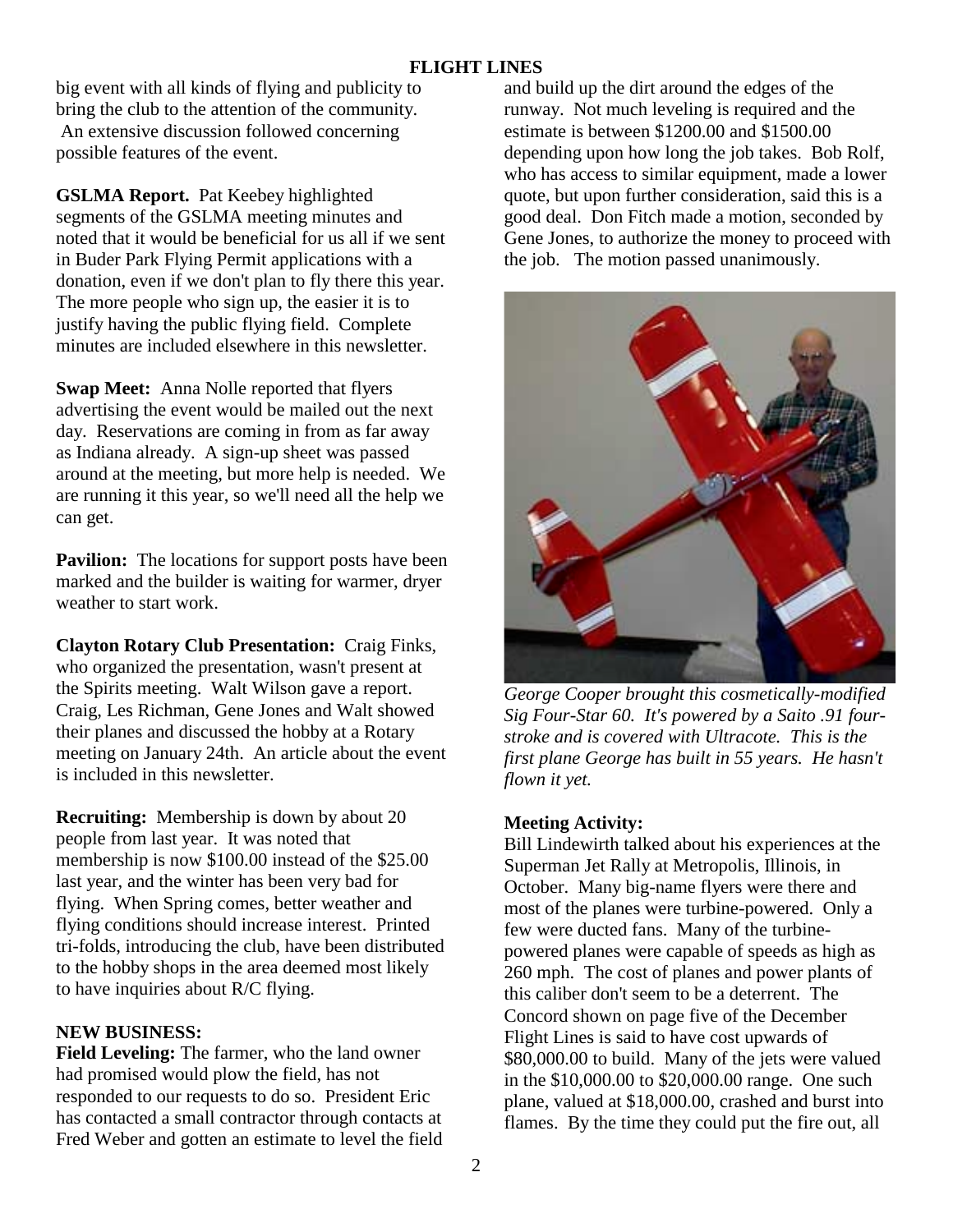big event with all kinds of flying and publicity to bring the club to the attention of the community. An extensive discussion followed concerning possible features of the event.

**GSLMA Report.** Pat Keebey highlighted segments of the GSLMA meeting minutes and noted that it would be beneficial for us all if we sent in Buder Park Flying Permit applications with a donation, even if we don't plan to fly there this year. The more people who sign up, the easier it is to justify having the public flying field. Complete minutes are included elsewhere in this newsletter.

**Swap Meet:** Anna Nolle reported that flyers advertising the event would be mailed out the next day. Reservations are coming in from as far away as Indiana already. A sign-up sheet was passed around at the meeting, but more help is needed. We are running it this year, so we'll need all the help we can get.

**Pavilion:** The locations for support posts have been marked and the builder is waiting for warmer, dryer weather to start work.

**Clayton Rotary Club Presentation:** Craig Finks, who organized the presentation, wasn't present at the Spirits meeting. Walt Wilson gave a report. Craig, Les Richman, Gene Jones and Walt showed their planes and discussed the hobby at a Rotary meeting on January 24th. An article about the event is included in this newsletter.

**Recruiting:** Membership is down by about 20 people from last year. It was noted that membership is now $100.00 instead of the $25.00 last year, and the winter has been very bad for flying. When Spring comes, better weather and flying conditions should increase interest. Printed tri-folds, introducing the club, have been distributed to the hobby shops in the area deemed most likely to have inquiries about R/C flying.

**NEW BUSINESS:**

**Field Leveling:** The farmer, who the land owner had promised would plow the field, has not responded to our requests to do so. President Eric has contacted a small contractor through contacts at Fred Weber and gotten an estimate to level the field and build up the dirt around the edges of the runway. Not much leveling is required and the estimate is between $1200.00 and $1500.00 depending upon how long the job takes. Bob Rolf, who has access to similar equipment, made a lower quote, but upon further consideration, said this is a good deal. Don Fitch made a motion, seconded by Gene Jones, to authorize the money to proceed with the job. The motion passed unanimously.

*George Cooper brought this cosmetically-modified Sig Four-Star 60. It's powered by a Saito .91 four-stroke and is covered with Ultracote. This is the first plane George has built in 55 years. He hasn't flown it yet.*

**Meeting Activity:**

Bill Lindewirth talked about his experiences at the Superman Jet Rally at Metropolis, Illinois, in October. Many big-name flyers were there and most of the planes were turbine-powered. Only a few were ducted fans. Many of the turbine-powered planes were capable of speeds as high as 260 mph. The cost of planes and power plants of this caliber don't seem to be a deterrent. The Concord shown on page five of the December Flight Lines is said to have cost upwards of $80,000.00 to build. Many of the jets were valued in the $10,000.00 to $20,000.00 range. One such plane, valued at $18,000.00, crashed and burst into flames. By the time they could put the fire out, all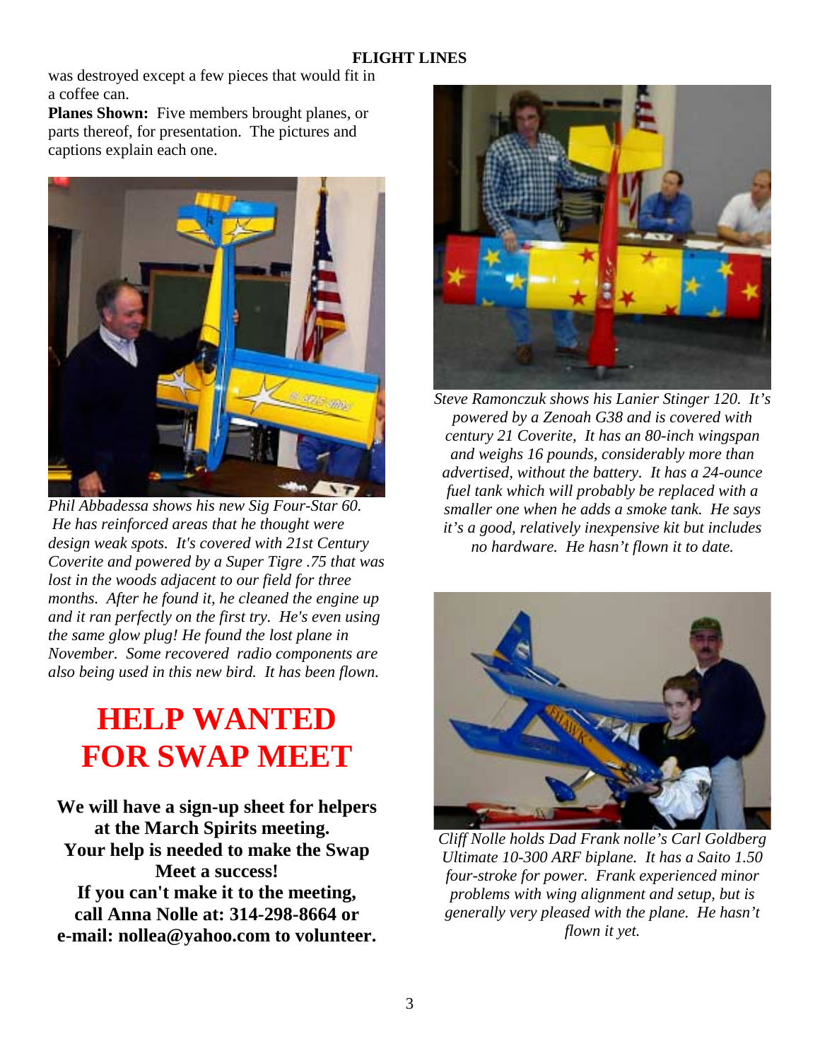was destroyed except a few pieces that would fit in a coffee can.

**Planes Shown:** Five members brought planes, or parts thereof, for presentation. The pictures and captions explain each one.

*Phil Abbadessa shows his new Sig Four-Star 60. He has reinforced areas that he thought were design weak spots. It's covered with 21st Century Coverite and powered by a Super Tigre .75 that was lost in the woods adjacent to our field for three months. After he found it, he cleaned the engine up and it ran perfectly on the first try. He's even using the same glow plug! He found the lost plane in November. Some recovered radio components are also being used in this new bird. It has been flown.*

# HELP WANTED FOR SWAP MEET

**We will have a sign-up sheet for helpers at the March Spirits meeting. Your help is needed to make the Swap Meet a success! If you can't make it to the meeting, call Anna Nolle at: 314-298-8664 or e-mail: nollea@yahoo.com to volunteer.**

*Steve Ramonczuk shows his Lanier Stinger 120. It's powered by a Zenoah G38 and is covered with century 21 Coverite, It has an 80-inch wingspan and weighs 16 pounds, considerably more than advertised, without the battery. It has a 24-ounce fuel tank which will probably be replaced with a smaller one when he adds a smoke tank. He says it's a good, relatively inexpensive kit but includes no hardware. He hasn't flown it to date.*

*Cliff Nolle holds Dad Frank nolle's Carl Goldberg Ultimate 10-300 ARF biplane. It has a Saito 1.50 four-stroke for power. Frank experienced minor problems with wing alignment and setup, but is generally very pleased with the plane. He hasn't flown it yet.*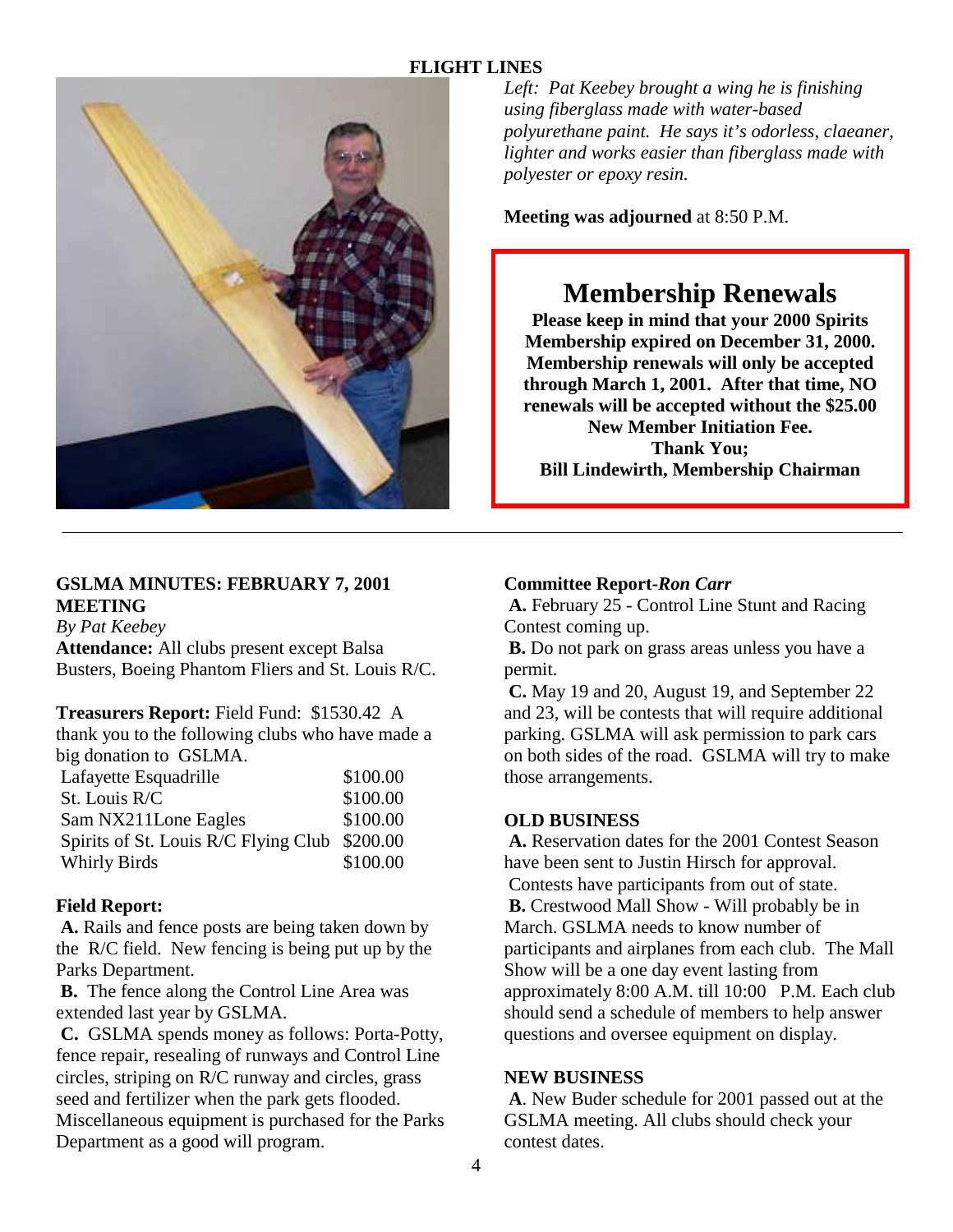**FLIGHT LINES**

*Left: Pat Keebey brought a wing he is finishing using fiberglass made with water-based polyurethane paint. He says it's odorless, claeaner, lighter and works easier than fiberglass made with polyester or epoxy resin.*

**Meeting was adjourned** at 8:50 P.M.

## Membership Renewals

**Please keep in mind that your 2000 Spirits Membership expired on December 31, 2000. Membership renewals will only be accepted through March 1, 2001. After that time, NO renewals will be accepted without the $25.00 New Member Initiation Fee.**
**Thank You;**
**Bill Lindewirth, Membership Chairman**

---

**GSLMA MINUTES: FEBRUARY 7, 2001 MEETING**
*By Pat Keebey*
**Attendance:** All clubs present except Balsa Busters, Boeing Phantom Fliers and St. Louis R/C.

**Treasurers Report:** Field Fund: $1530.42 A thank you to the following clubs who have made a big donation to GSLMA.

| | |
|---|---|
| Lafayette Esquadrille | $100.00 |
| St. Louis R/C | $100.00 |
| Sam NX211Lone Eagles | $100.00 |
| Spirits of St. Louis R/C Flying Club | $200.00 |
| Whirly Birds | $100.00 |

**Field Report:**
**A.** Rails and fence posts are being taken down by the R/C field. New fencing is being put up by the Parks Department.
**B.** The fence along the Control Line Area was extended last year by GSLMA.
**C.** GSLMA spends money as follows: Porta-Potty, fence repair, resealing of runways and Control Line circles, striping on R/C runway and circles, grass seed and fertilizer when the park gets flooded. Miscellaneous equipment is purchased for the Parks Department as a good will program.

**Committee Report-*Ron Carr***
**A.** February 25 - Control Line Stunt and Racing Contest coming up.
**B.** Do not park on grass areas unless you have a permit.
**C.** May 19 and 20, August 19, and September 22 and 23, will be contests that will require additional parking. GSLMA will ask permission to park cars on both sides of the road. GSLMA will try to make those arrangements.

**OLD BUSINESS**
**A.** Reservation dates for the 2001 Contest Season have been sent to Justin Hirsch for approval. Contests have participants from out of state.
**B.** Crestwood Mall Show - Will probably be in March. GSLMA needs to know number of participants and airplanes from each club. The Mall Show will be a one day event lasting from approximately 8:00 A.M. till 10:00 P.M. Each club should send a schedule of members to help answer questions and oversee equipment on display.

**NEW BUSINESS**
**A**. New Buder schedule for 2001 passed out at the GSLMA meeting. All clubs should check your contest dates.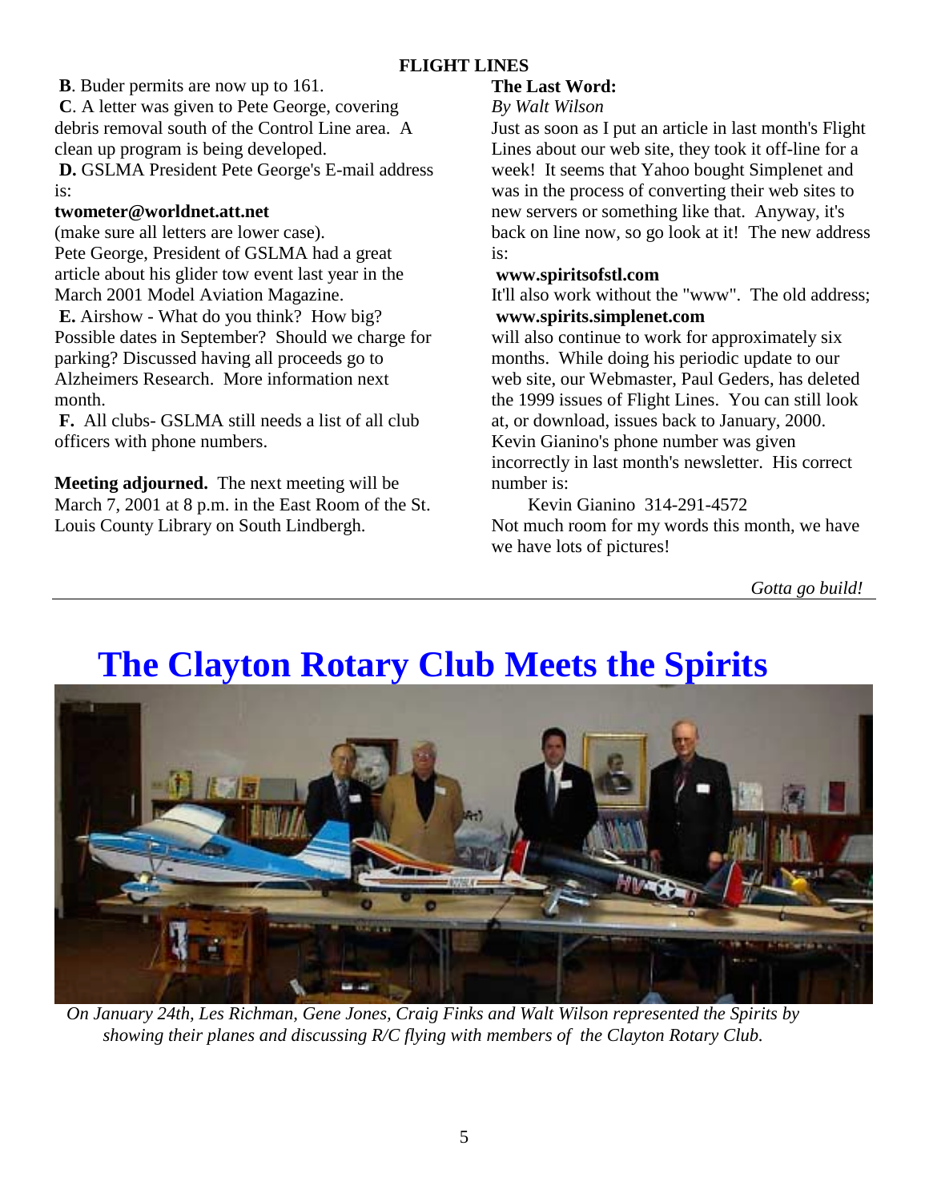**B**. Buder permits are now up to 161.

**C**. A letter was given to Pete George, covering debris removal south of the Control Line area. A clean up program is being developed.

**D.** GSLMA President Pete George's E-mail address is:

**twometer@worldnet.att.net**

(make sure all letters are lower case).

Pete George, President of GSLMA had a great article about his glider tow event last year in the March 2001 Model Aviation Magazine.

**E.** Airshow - What do you think? How big? Possible dates in September? Should we charge for parking? Discussed having all proceeds go to Alzheimers Research. More information next month.

**F.** All clubs- GSLMA still needs a list of all club officers with phone numbers.

**Meeting adjourned.** The next meeting will be March 7, 2001 at 8 p.m. in the East Room of the St. Louis County Library on South Lindbergh.

**The Last Word:**

*By Walt Wilson*

Just as soon as I put an article in last month's Flight Lines about our web site, they took it off-line for a week! It seems that Yahoo bought Simplenet and was in the process of converting their web sites to new servers or something like that. Anyway, it's back on line now, so go look at it! The new address is:

**www.spiritsofstl.com**

It'll also work without the "www". The old address;

**www.spirits.simplenet.com**

will also continue to work for approximately six months. While doing his periodic update to our web site, our Webmaster, Paul Geders, has deleted the 1999 issues of Flight Lines. You can still look at, or download, issues back to January, 2000. Kevin Gianino's phone number was given incorrectly in last month's newsletter. His correct number is:

Kevin Gianino 314-291-4572

Not much room for my words this month, we have we have lots of pictures!

*Gotta go build!*

# The Clayton Rotary Club Meets the Spirits

*On January 24th, Les Richman, Gene Jones, Craig Finks and Walt Wilson represented the Spirits by showing their planes and discussing R/C flying with members of the Clayton Rotary Club.*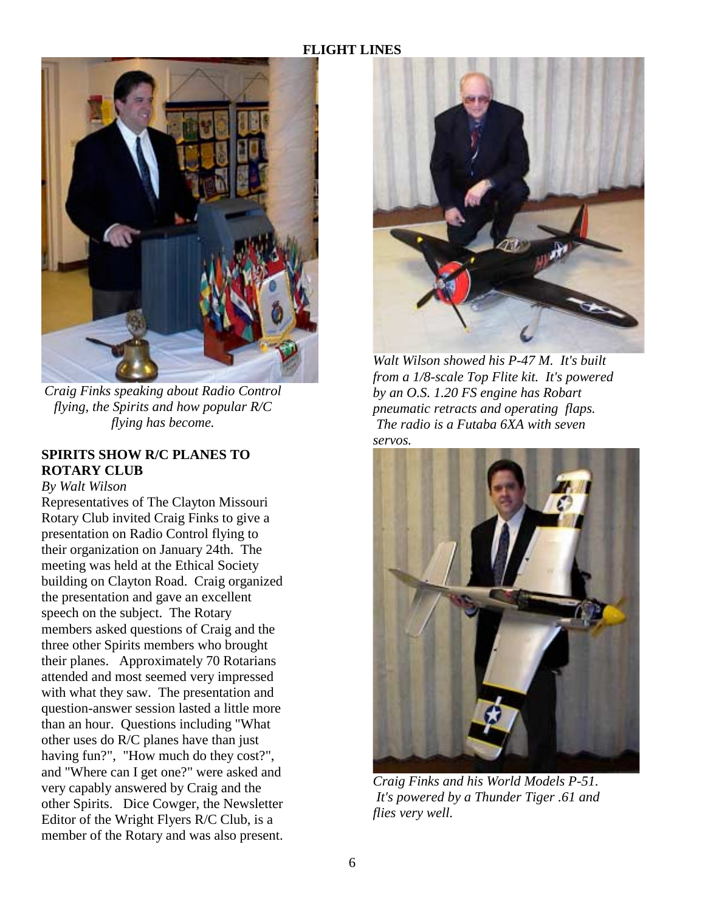*Craig Finks speaking about Radio Control flying, the Spirits and how popular R/C flying has become.*

### SPIRITS SHOW R/C PLANES TO ROTARY CLUB

*By Walt Wilson*

Representatives of The Clayton Missouri Rotary Club invited Craig Finks to give a presentation on Radio Control flying to their organization on January 24th. The meeting was held at the Ethical Society building on Clayton Road. Craig organized the presentation and gave an excellent speech on the subject. The Rotary members asked questions of Craig and the three other Spirits members who brought their planes. Approximately 70 Rotarians attended and most seemed very impressed with what they saw. The presentation and question-answer session lasted a little more than an hour. Questions including "What other uses do R/C planes have than just having fun?", "How much do they cost?", and "Where can I get one?" were asked and very capably answered by Craig and the other Spirits. Dice Cowger, the Newsletter Editor of the Wright Flyers R/C Club, is a member of the Rotary and was also present.

*Walt Wilson showed his P-47 M. It's built from a 1/8-scale Top Flite kit. It's powered by an O.S. 1.20 FS engine has Robart pneumatic retracts and operating flaps. The radio is a Futaba 6XA with seven servos.*

*Craig Finks and his World Models P-51. It's powered by a Thunder Tiger .61 and flies very well.*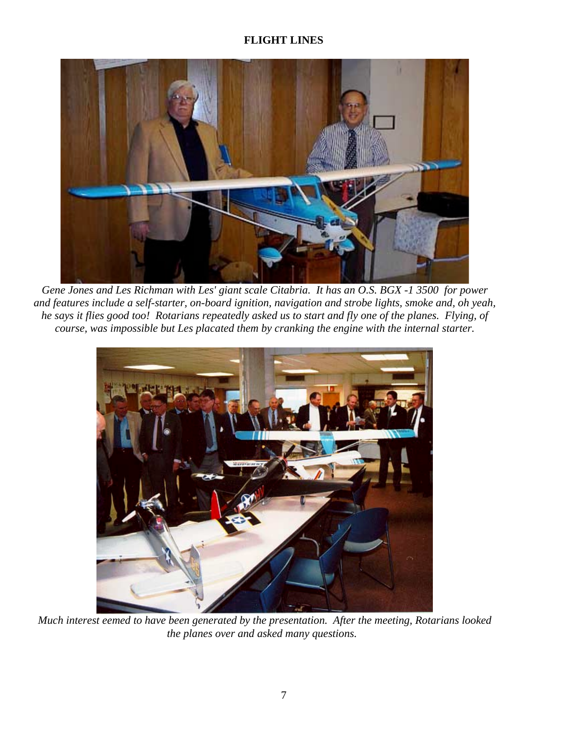*Gene Jones and Les Richman with Les' giant scale Citabria. It has an O.S. BGX -1 3500 for power and features include a self-starter, on-board ignition, navigation and strobe lights, smoke and, oh yeah, he says it flies good too! Rotarians repeatedly asked us to start and fly one of the planes. Flying, of course, was impossible but Les placated them by cranking the engine with the internal starter.*

*Much interest eemed to have been generated by the presentation. After the meeting, Rotarians looked the planes over and asked many questions.*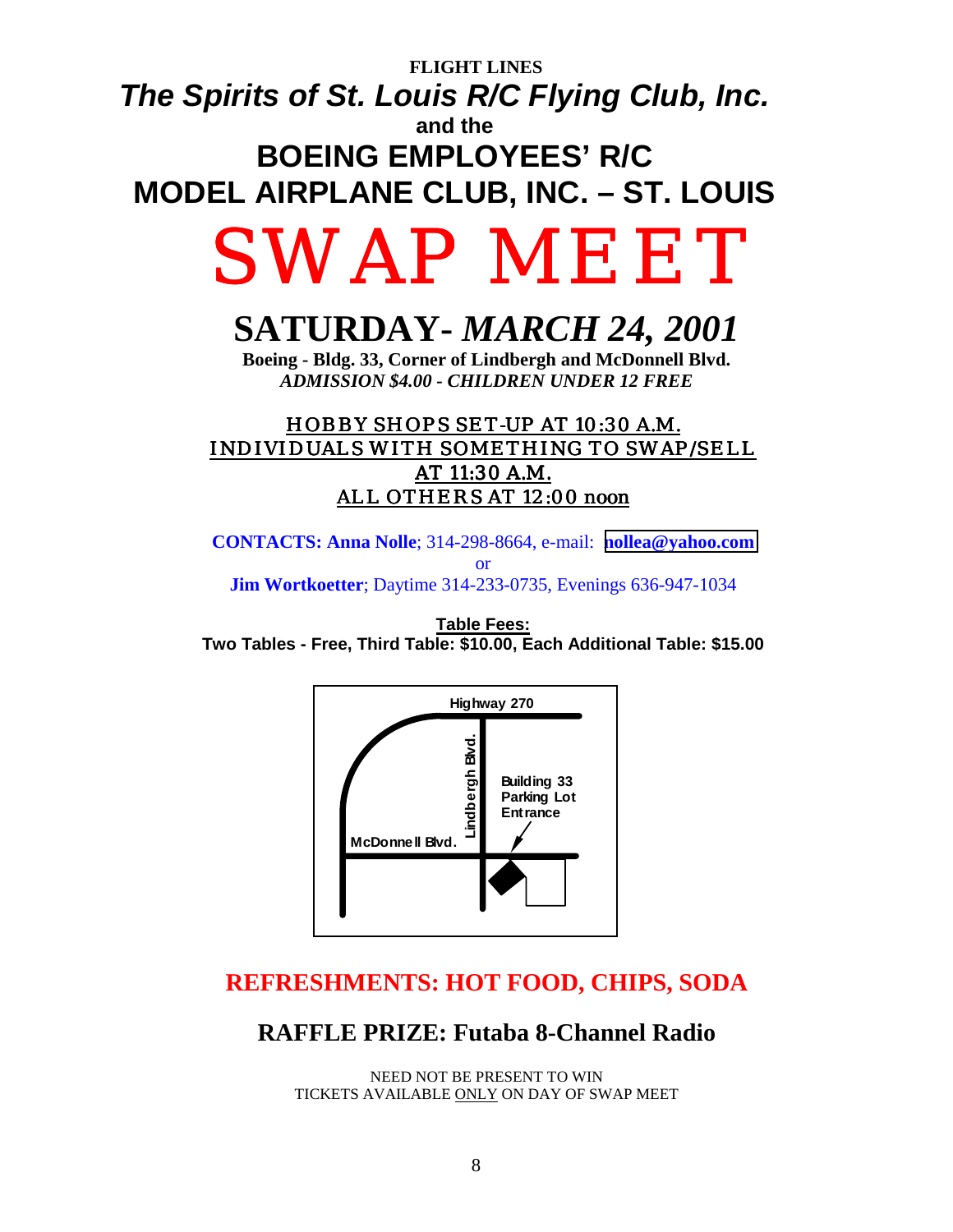**FLIGHT LINES**

***The Spirits of St. Louis R/C Flying Club, Inc.***

**and the**

## BOEING EMPLOYEES' R/C MODEL AIRPLANE CLUB, INC. – ST. LOUIS

# SWAP MEET

## SATURDAY- *MARCH 24, 2001*

**Boeing - Bldg. 33, Corner of Lindbergh and McDonnell Blvd.**

***ADMISSION $4.00 - CHILDREN UNDER 12 FREE***

HOBBY SHOPS SET-UP AT 10:30 A.M.
INDIVIDUALS WITH SOMETHING TO SWAP/SELL AT 11:30 A.M.
ALL OTHERS AT 12:00 noon

**CONTACTS: Anna Nolle**; 314-298-8664, e-mail: **nollea@yahoo.com**
or
**Jim Wortkoetter**; Daytime 314-233-0735, Evenings 636-947-1034

**Table Fees:**
**Two Tables - Free, Third Table: $10.00, Each Additional Table: $15.00**

Highway 270
Lindbergh Blvd.
Building 33 Parking Lot Entrance
McDonnell Blvd.

## REFRESHMENTS: HOT FOOD, CHIPS, SODA

## RAFFLE PRIZE: Futaba 8-Channel Radio

NEED NOT BE PRESENT TO WIN
TICKETS AVAILABLE ONLY ON DAY OF SWAP MEET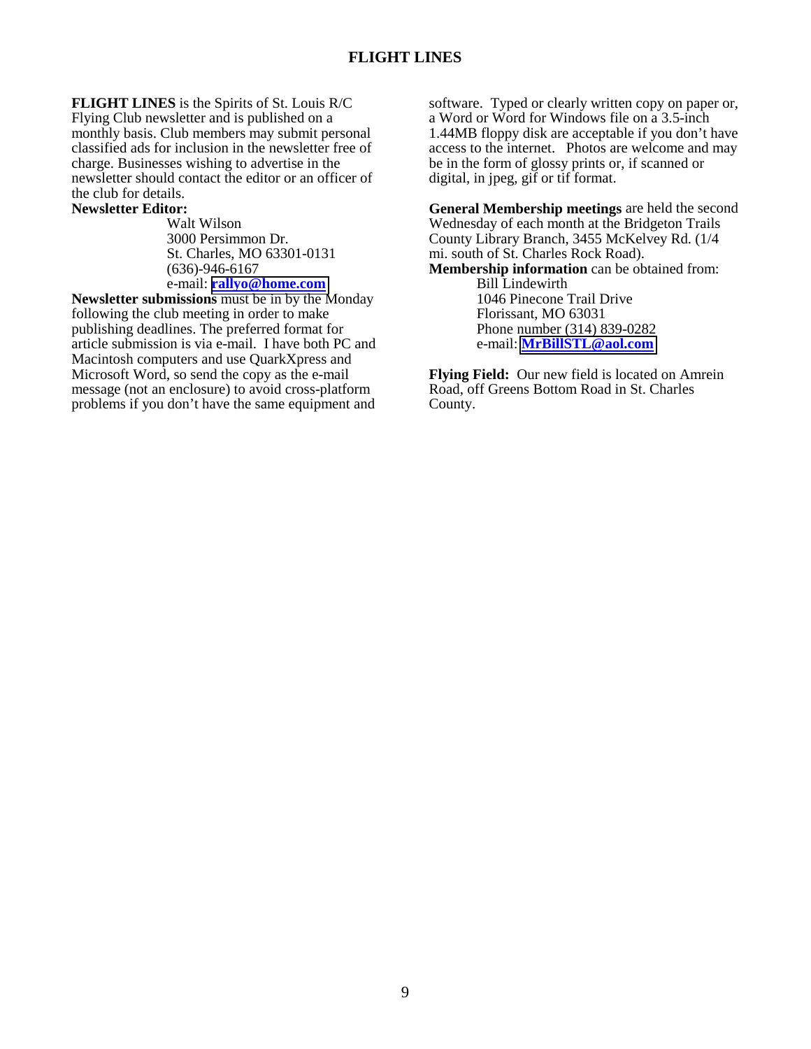## FLIGHT LINES

**FLIGHT LINES** is the Spirits of St. Louis R/C Flying Club newsletter and is published on a monthly basis. Club members may submit personal classified ads for inclusion in the newsletter free of charge. Businesses wishing to advertise in the newsletter should contact the editor or an officer of the club for details.

**Newsletter Editor:**

Walt Wilson
3000 Persimmon Dr.
St. Charles, MO 63301-0131
(636)-946-6167
e-mail: **rallyo@home.com**

**Newsletter submissions** must be in by the Monday following the club meeting in order to make publishing deadlines. The preferred format for article submission is via e-mail. I have both PC and Macintosh computers and use QuarkXpress and Microsoft Word, so send the copy as the e-mail message (not an enclosure) to avoid cross-platform problems if you don't have the same equipment and software. Typed or clearly written copy on paper or, a Word or Word for Windows file on a 3.5-inch 1.44MB floppy disk are acceptable if you don't have access to the internet. Photos are welcome and may be in the form of glossy prints or, if scanned or digital, in jpeg, gif or tif format.

**General Membership meetings** are held the second Wednesday of each month at the Bridgeton Trails County Library Branch, 3455 McKelvey Rd. (1/4 mi. south of St. Charles Rock Road).

**Membership information** can be obtained from:

Bill Lindewirth
1046 Pinecone Trail Drive
Florissant, MO 63031
Phone number (314) 839-0282
e-mail: **MrBillSTL@aol.com**

**Flying Field:** Our new field is located on Amrein Road, off Greens Bottom Road in St. Charles County.